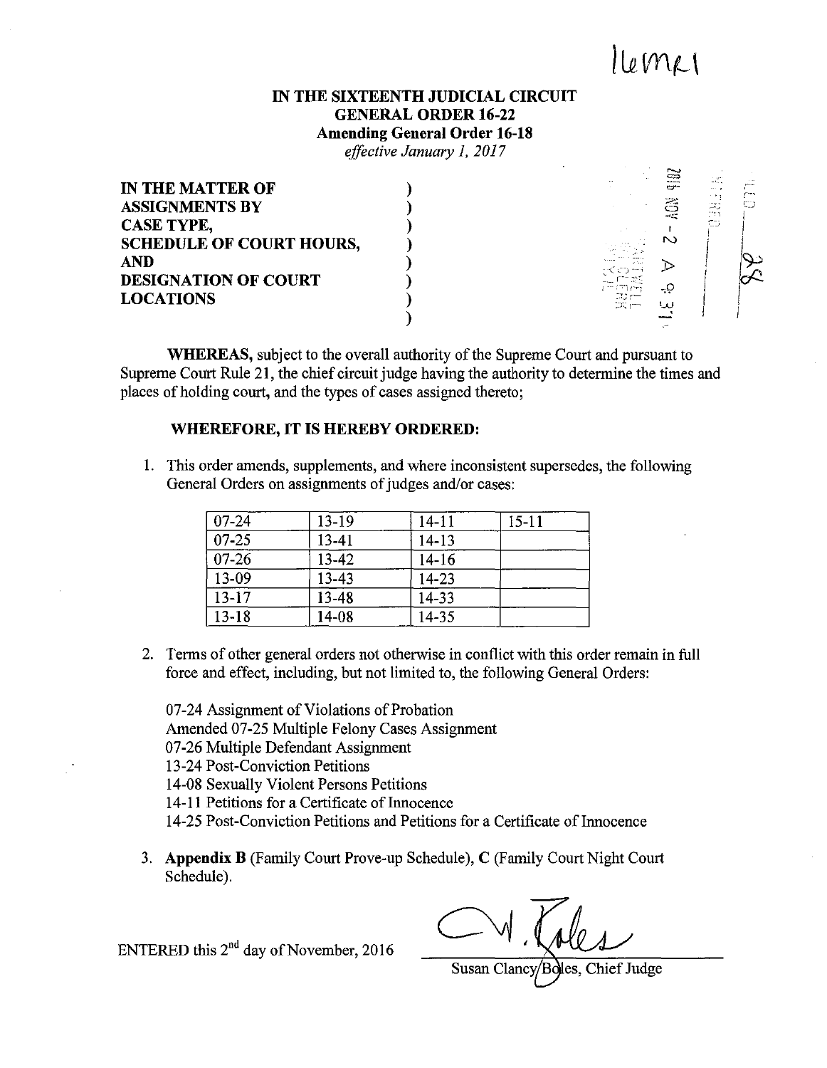16MR1

# IN THE SIXTEENTH JUDICIAL CIRCUIT
## GENERAL ORDER 16-22
### Amending General Order 16-18
*effective January 1, 2017*

**IN THE MATTER OF ASSIGNMENTS BY CASE TYPE, SCHEDULE OF COURT HOURS, AND DESIGNATION OF COURT LOCATIONS**

**WHEREAS,** subject to the overall authority of the Supreme Court and pursuant to Supreme Court Rule 21, the chief circuit judge having the authority to determine the times and places of holding court, and the types of cases assigned thereto;

**WHEREFORE, IT IS HEREBY ORDERED:**

1. This order amends, supplements, and where inconsistent supersedes, the following General Orders on assignments of judges and/or cases:

| | | | |
|---|---|---|---|
| 07-24 | 13-19 | 14-11 | 15-11 |
| 07-25 | 13-41 | 14-13 | |
| 07-26 | 13-42 | 14-16 | |
| 13-09 | 13-43 | 14-23 | |
| 13-17 | 13-48 | 14-33 | |
| 13-18 | 14-08 | 14-35 | |

2. Terms of other general orders not otherwise in conflict with this order remain in full force and effect, including, but not limited to, the following General Orders:

   07-24 Assignment of Violations of Probation
   Amended 07-25 Multiple Felony Cases Assignment
   07-26 Multiple Defendant Assignment
   13-24 Post-Conviction Petitions
   14-08 Sexually Violent Persons Petitions
   14-11 Petitions for a Certificate of Innocence
   14-25 Post-Conviction Petitions and Petitions for a Certificate of Innocence

3. **Appendix B** (Family Court Prove-up Schedule), **C** (Family Court Night Court Schedule).

ENTERED this 2nd day of November, 2016

Susan Clancy Boles, Chief Judge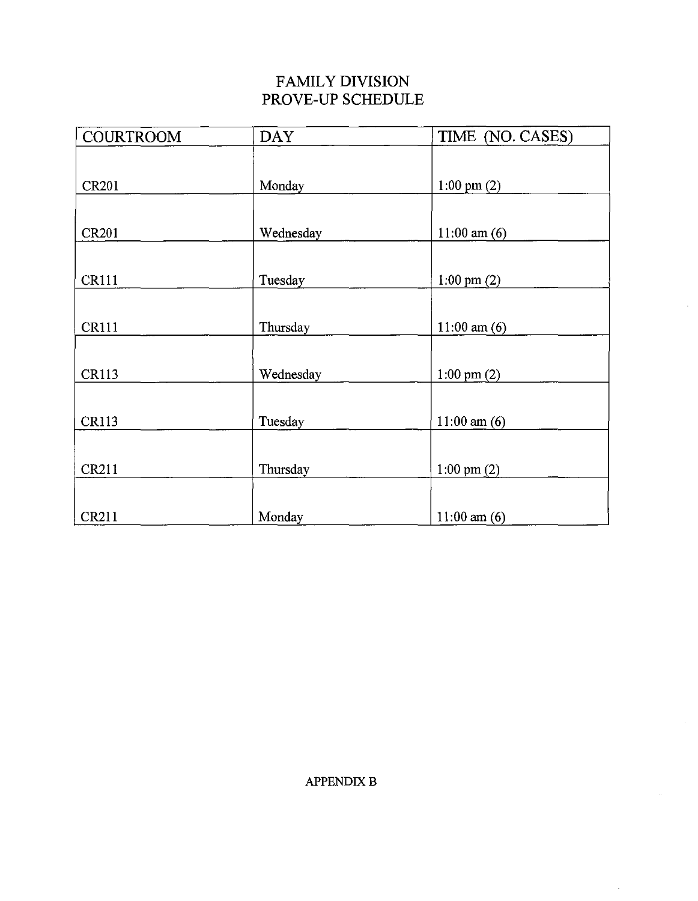# FAMILY DIVISION
# PROVE-UP SCHEDULE

| COURTROOM | DAY | TIME (NO. CASES) |
| --- | --- | --- |
| CR201 | Monday | 1:00 pm (2) |
| CR201 | Wednesday | 11:00 am (6) |
| CR111 | Tuesday | 1:00 pm (2) |
| CR111 | Thursday | 11:00 am (6) |
| CR113 | Wednesday | 1:00 pm (2) |
| CR113 | Tuesday | 11:00 am (6) |
| CR211 | Thursday | 1:00 pm (2) |
| CR211 | Monday | 11:00 am (6) |

APPENDIX B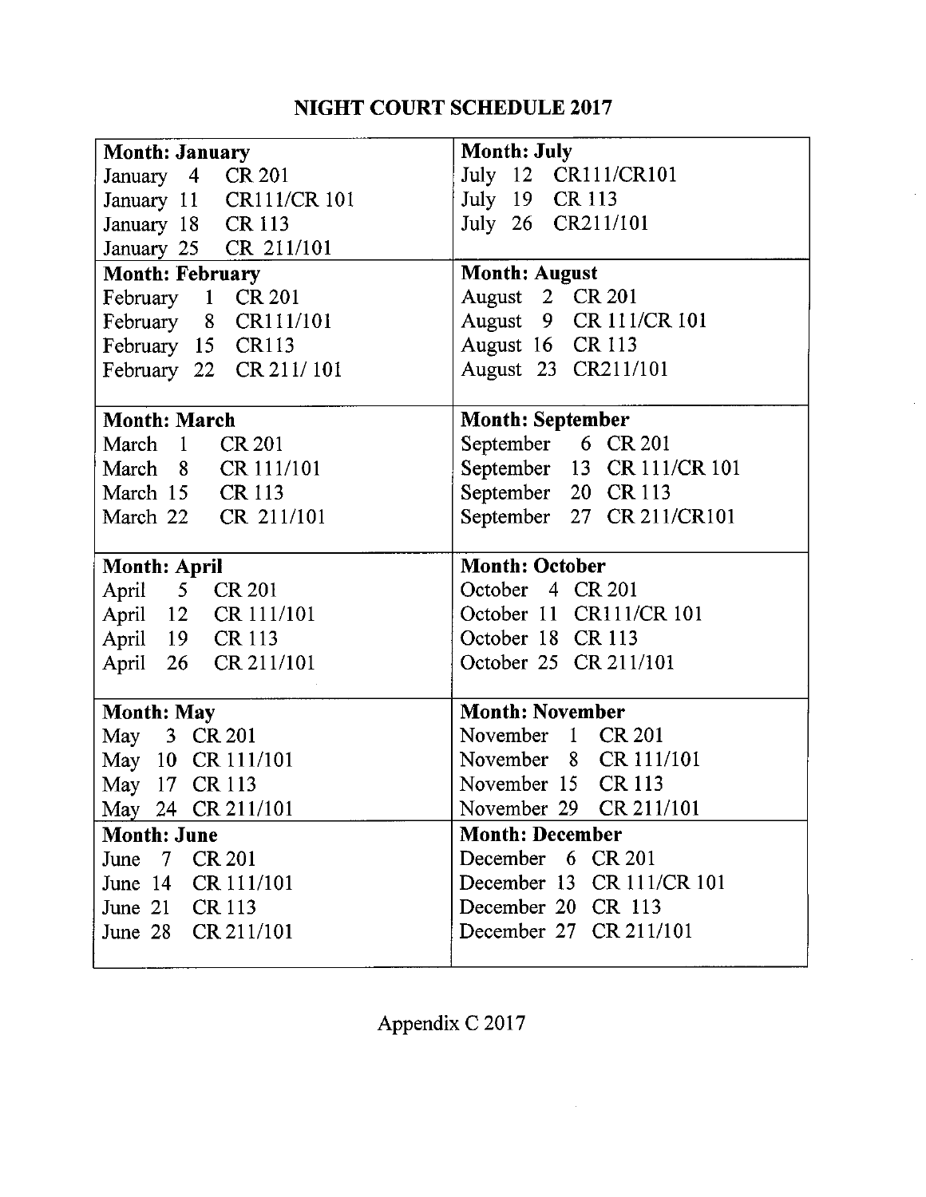# NIGHT COURT SCHEDULE 2017

| | |
|---|---|
| **Month: January**<br>January 4 CR 201<br>January 11 CR111/CR 101<br>January 18 CR 113<br>January 25 CR 211/101 | **Month: July**<br>July 12 CR111/CR101<br>July 19 CR 113<br>July 26 CR211/101 |
| **Month: February**<br>February 1 CR 201<br>February 8 CR111/101<br>February 15 CR113<br>February 22 CR 211/ 101 | **Month: August**<br>August 2 CR 201<br>August 9 CR 111/CR 101<br>August 16 CR 113<br>August 23 CR211/101 |
| **Month: March**<br>March 1 CR 201<br>March 8 CR 111/101<br>March 15 CR 113<br>March 22 CR 211/101 | **Month: September**<br>September 6 CR 201<br>September 13 CR 111/CR 101<br>September 20 CR 113<br>September 27 CR 211/CR101 |
| **Month: April**<br>April 5 CR 201<br>April 12 CR 111/101<br>April 19 CR 113<br>April 26 CR 211/101 | **Month: October**<br>October 4 CR 201<br>October 11 CR111/CR 101<br>October 18 CR 113<br>October 25 CR 211/101 |
| **Month: May**<br>May 3 CR 201<br>May 10 CR 111/101<br>May 17 CR 113<br>May 24 CR 211/101 | **Month: November**<br>November 1 CR 201<br>November 8 CR 111/101<br>November 15 CR 113<br>November 29 CR 211/101 |
| **Month: June**<br>June 7 CR 201<br>June 14 CR 111/101<br>June 21 CR 113<br>June 28 CR 211/101 | **Month: December**<br>December 6 CR 201<br>December 13 CR 111/CR 101<br>December 20 CR 113<br>December 27 CR 211/101 |

Appendix C 2017